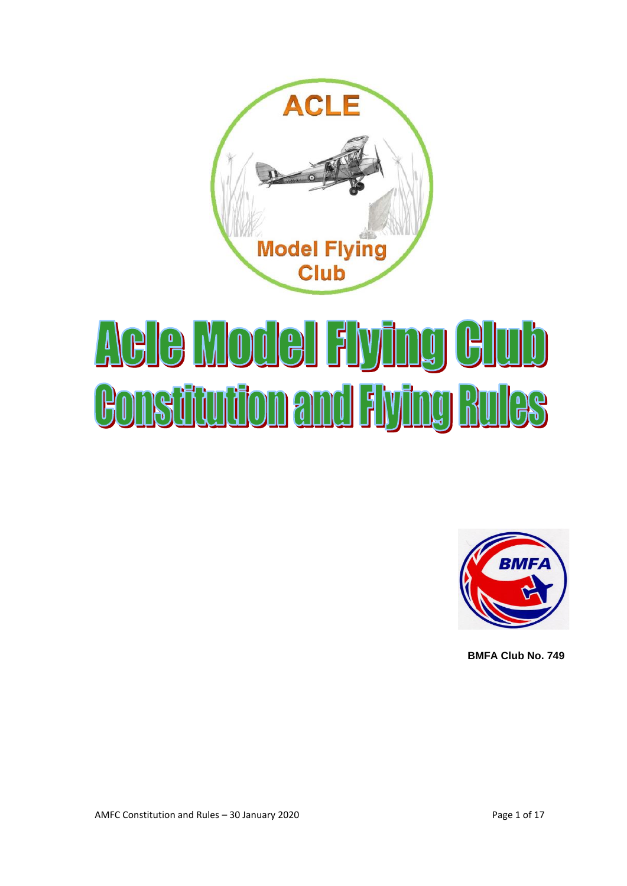# Acle Model Flying Club

# Constitution and Flying Rules

**BMFA Club No. 749**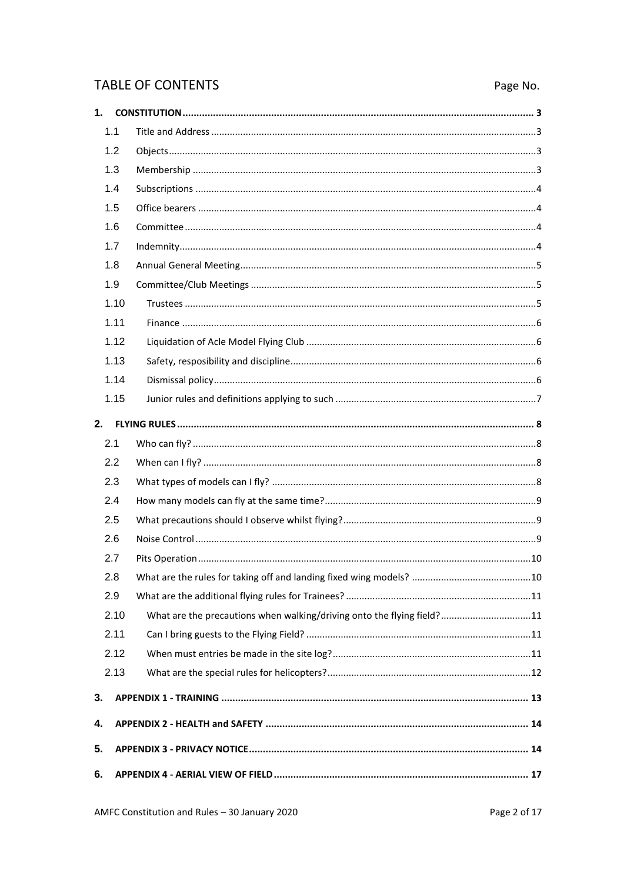# TABLE OF CONTENTS

Page No.

| | | |
|---|---|---|
| **1.** | **CONSTITUTION** | **3** |
| 1.1 | Title and Address | 3 |
| 1.2 | Objects | 3 |
| 1.3 | Membership | 3 |
| 1.4 | Subscriptions | 4 |
| 1.5 | Office bearers | 4 |
| 1.6 | Committee | 4 |
| 1.7 | Indemnity | 4 |
| 1.8 | Annual General Meeting | 5 |
| 1.9 | Committee/Club Meetings | 5 |
| 1.10 | Trustees | 5 |
| 1.11 | Finance | 6 |
| 1.12 | Liquidation of Acle Model Flying Club | 6 |
| 1.13 | Safety, resposibility and discipline | 6 |
| 1.14 | Dismissal policy | 6 |
| 1.15 | Junior rules and definitions applying to such | 7 |
| **2.** | **FLYING RULES** | **8** |
| 2.1 | Who can fly? | 8 |
| 2.2 | When can I fly? | 8 |
| 2.3 | What types of models can I fly? | 8 |
| 2.4 | How many models can fly at the same time? | 9 |
| 2.5 | What precautions should I observe whilst flying? | 9 |
| 2.6 | Noise Control | 9 |
| 2.7 | Pits Operation | 10 |
| 2.8 | What are the rules for taking off and landing fixed wing models? | 10 |
| 2.9 | What are the additional flying rules for Trainees? | 11 |
| 2.10 | What are the precautions when walking/driving onto the flying field? | 11 |
| 2.11 | Can I bring guests to the Flying Field? | 11 |
| 2.12 | When must entries be made in the site log? | 11 |
| 2.13 | What are the special rules for helicopters? | 12 |
| **3.** | **APPENDIX 1 - TRAINING** | **13** |
| **4.** | **APPENDIX 2 - HEALTH and SAFETY** | **14** |
| **5.** | **APPENDIX 3 - PRIVACY NOTICE** | **14** |
| **6.** | **APPENDIX 4 - AERIAL VIEW OF FIELD** | **17** |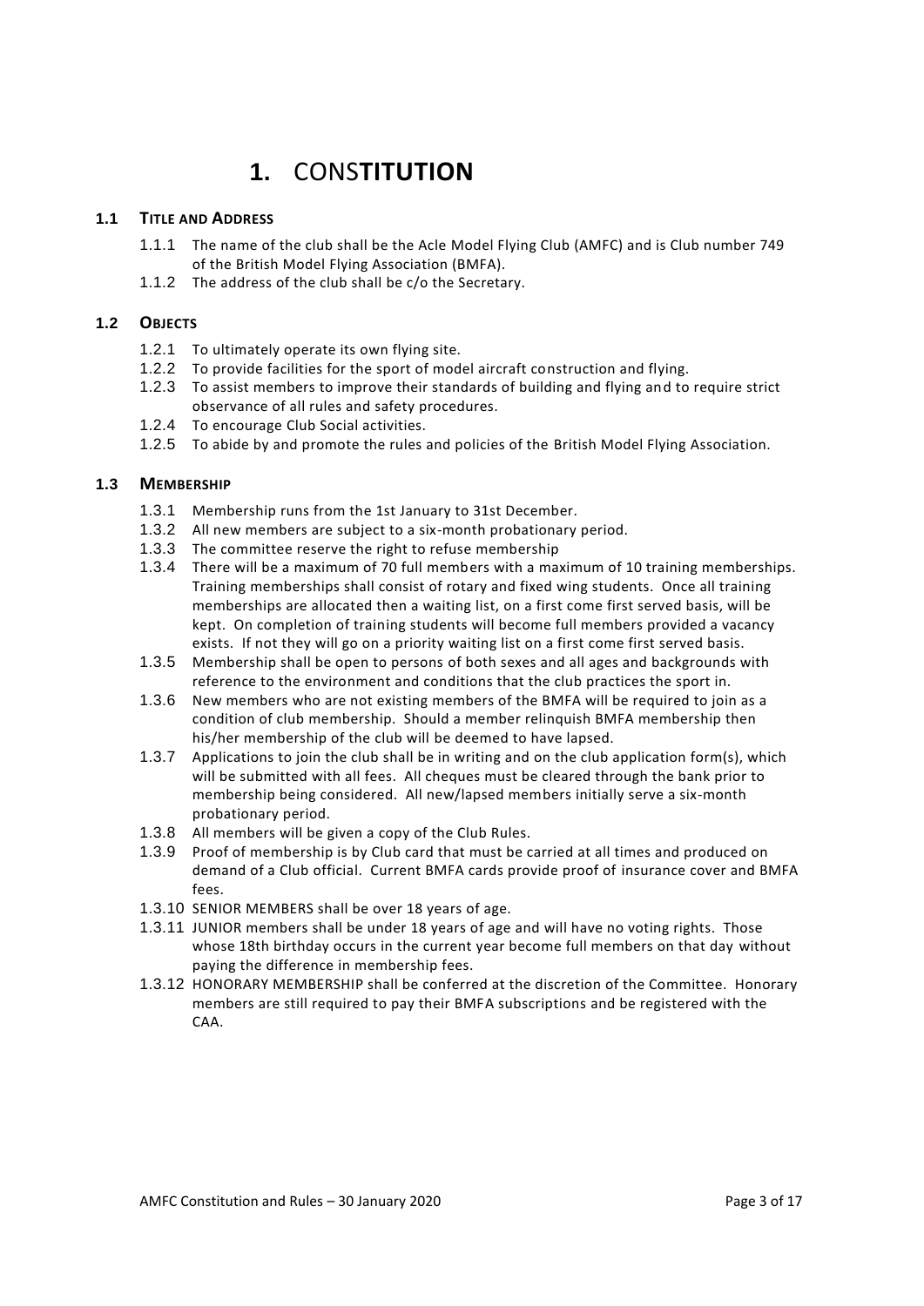# 1. CONSTITUTION

### 1.1 Title and Address

1.1.1 The name of the club shall be the Acle Model Flying Club (AMFC) and is Club number 749 of the British Model Flying Association (BMFA).

1.1.2 The address of the club shall be c/o the Secretary.

### 1.2 Objects

1.2.1 To ultimately operate its own flying site.

1.2.2 To provide facilities for the sport of model aircraft construction and flying.

1.2.3 To assist members to improve their standards of building and flying and to require strict observance of all rules and safety procedures.

1.2.4 To encourage Club Social activities.

1.2.5 To abide by and promote the rules and policies of the British Model Flying Association.

### 1.3 Membership

1.3.1 Membership runs from the 1st January to 31st December.

1.3.2 All new members are subject to a six-month probationary period.

1.3.3 The committee reserve the right to refuse membership

1.3.4 There will be a maximum of 70 full members with a maximum of 10 training memberships. Training memberships shall consist of rotary and fixed wing students. Once all training memberships are allocated then a waiting list, on a first come first served basis, will be kept. On completion of training students will become full members provided a vacancy exists. If not they will go on a priority waiting list on a first come first served basis.

1.3.5 Membership shall be open to persons of both sexes and all ages and backgrounds with reference to the environment and conditions that the club practices the sport in.

1.3.6 New members who are not existing members of the BMFA will be required to join as a condition of club membership. Should a member relinquish BMFA membership then his/her membership of the club will be deemed to have lapsed.

1.3.7 Applications to join the club shall be in writing and on the club application form(s), which will be submitted with all fees. All cheques must be cleared through the bank prior to membership being considered. All new/lapsed members initially serve a six-month probationary period.

1.3.8 All members will be given a copy of the Club Rules.

1.3.9 Proof of membership is by Club card that must be carried at all times and produced on demand of a Club official. Current BMFA cards provide proof of insurance cover and BMFA fees.

1.3.10 SENIOR MEMBERS shall be over 18 years of age.

1.3.11 JUNIOR members shall be under 18 years of age and will have no voting rights. Those whose 18th birthday occurs in the current year become full members on that day without paying the difference in membership fees.

1.3.12 HONORARY MEMBERSHIP shall be conferred at the discretion of the Committee. Honorary members are still required to pay their BMFA subscriptions and be registered with the CAA.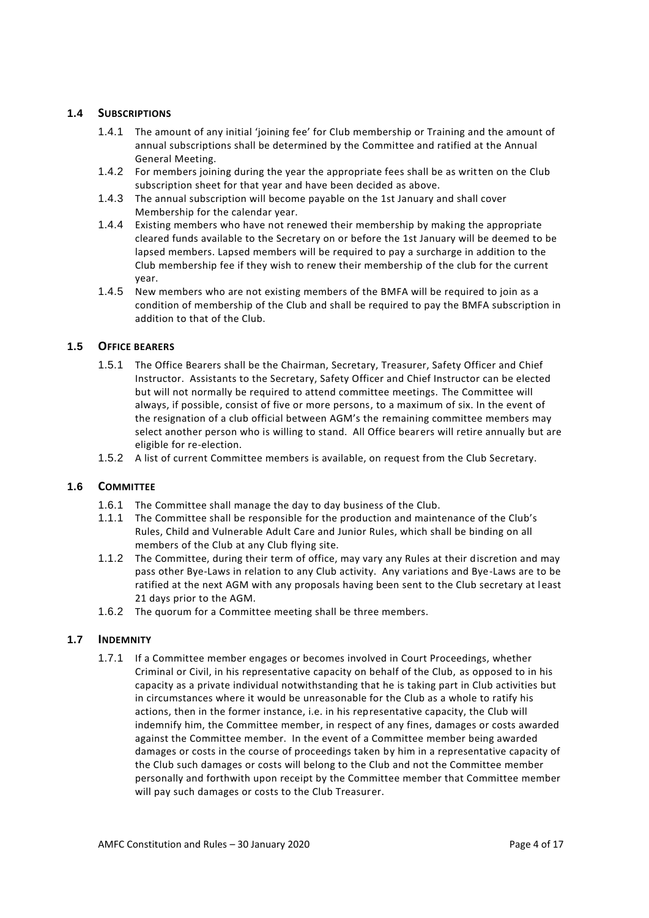### 1.4 SUBSCRIPTIONS

1.4.1 The amount of any initial 'joining fee' for Club membership or Training and the amount of annual subscriptions shall be determined by the Committee and ratified at the Annual General Meeting.

1.4.2 For members joining during the year the appropriate fees shall be as written on the Club subscription sheet for that year and have been decided as above.

1.4.3 The annual subscription will become payable on the 1st January and shall cover Membership for the calendar year.

1.4.4 Existing members who have not renewed their membership by making the appropriate cleared funds available to the Secretary on or before the 1st January will be deemed to be lapsed members. Lapsed members will be required to pay a surcharge in addition to the Club membership fee if they wish to renew their membership of the club for the current year.

1.4.5 New members who are not existing members of the BMFA will be required to join as a condition of membership of the Club and shall be required to pay the BMFA subscription in addition to that of the Club.

### 1.5 OFFICE BEARERS

1.5.1 The Office Bearers shall be the Chairman, Secretary, Treasurer, Safety Officer and Chief Instructor. Assistants to the Secretary, Safety Officer and Chief Instructor can be elected but will not normally be required to attend committee meetings. The Committee will always, if possible, consist of five or more persons, to a maximum of six. In the event of the resignation of a club official between AGM's the remaining committee members may select another person who is willing to stand. All Office bearers will retire annually but are eligible for re-election.

1.5.2 A list of current Committee members is available, on request from the Club Secretary.

### 1.6 COMMITTEE

1.6.1 The Committee shall manage the day to day business of the Club.

1.1.1 The Committee shall be responsible for the production and maintenance of the Club's Rules, Child and Vulnerable Adult Care and Junior Rules, which shall be binding on all members of the Club at any Club flying site.

1.1.2 The Committee, during their term of office, may vary any Rules at their discretion and may pass other Bye-Laws in relation to any Club activity. Any variations and Bye-Laws are to be ratified at the next AGM with any proposals having been sent to the Club secretary at least 21 days prior to the AGM.

1.6.2 The quorum for a Committee meeting shall be three members.

### 1.7 INDEMNITY

1.7.1 If a Committee member engages or becomes involved in Court Proceedings, whether Criminal or Civil, in his representative capacity on behalf of the Club, as opposed to in his capacity as a private individual notwithstanding that he is taking part in Club activities but in circumstances where it would be unreasonable for the Club as a whole to ratify his actions, then in the former instance, i.e. in his representative capacity, the Club will indemnify him, the Committee member, in respect of any fines, damages or costs awarded against the Committee member. In the event of a Committee member being awarded damages or costs in the course of proceedings taken by him in a representative capacity of the Club such damages or costs will belong to the Club and not the Committee member personally and forthwith upon receipt by the Committee member that Committee member will pay such damages or costs to the Club Treasurer.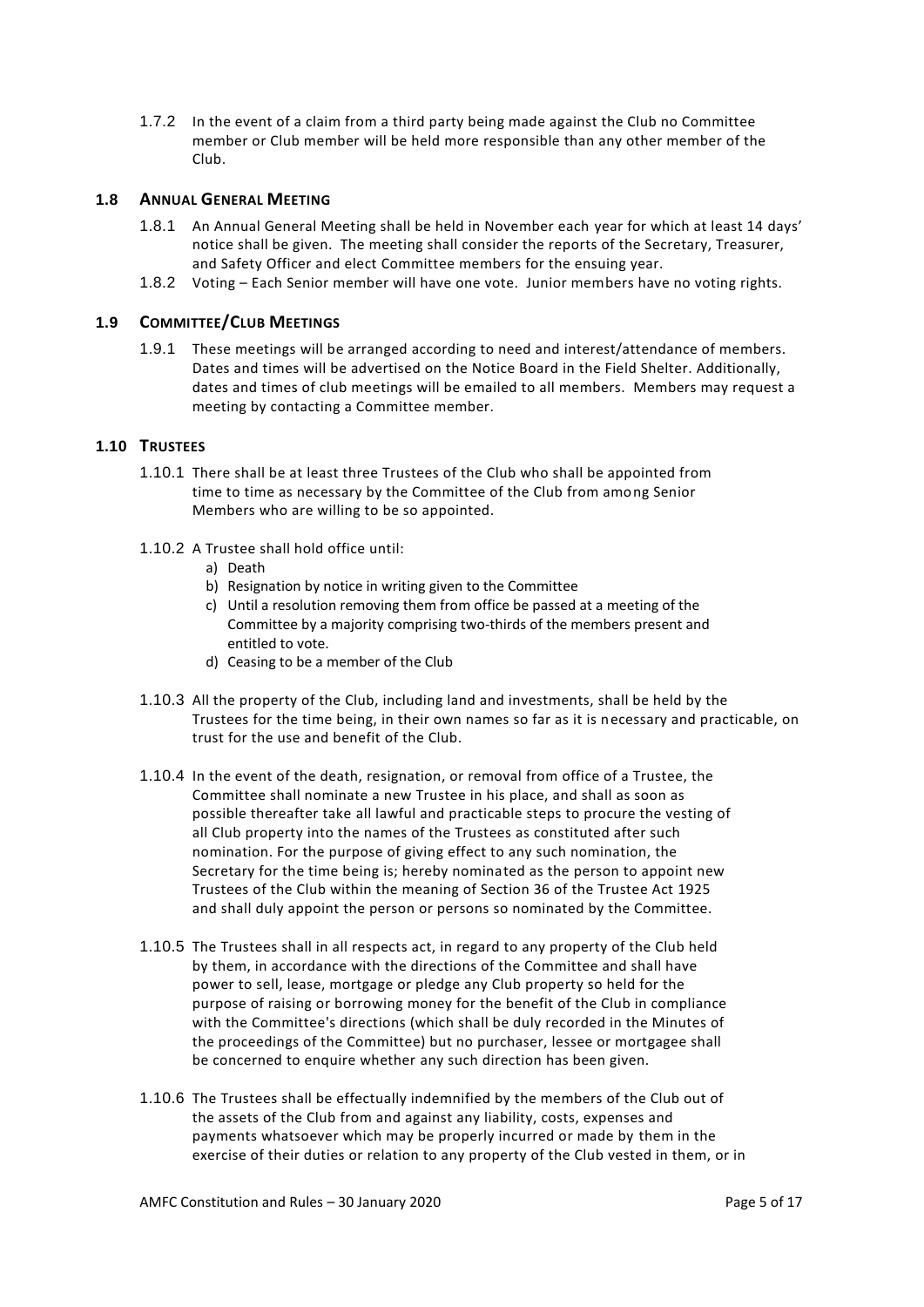1.7.2 In the event of a claim from a third party being made against the Club no Committee member or Club member will be held more responsible than any other member of the Club.

## 1.8 ANNUAL GENERAL MEETING

1.8.1 An Annual General Meeting shall be held in November each year for which at least 14 days' notice shall be given. The meeting shall consider the reports of the Secretary, Treasurer, and Safety Officer and elect Committee members for the ensuing year.

1.8.2 Voting – Each Senior member will have one vote. Junior members have no voting rights.

## 1.9 COMMITTEE/CLUB MEETINGS

1.9.1 These meetings will be arranged according to need and interest/attendance of members. Dates and times will be advertised on the Notice Board in the Field Shelter. Additionally, dates and times of club meetings will be emailed to all members. Members may request a meeting by contacting a Committee member.

## 1.10 TRUSTEES

1.10.1 There shall be at least three Trustees of the Club who shall be appointed from time to time as necessary by the Committee of the Club from among Senior Members who are willing to be so appointed.

1.10.2 A Trustee shall hold office until:

a) Death
b) Resignation by notice in writing given to the Committee
c) Until a resolution removing them from office be passed at a meeting of the Committee by a majority comprising two-thirds of the members present and entitled to vote.
d) Ceasing to be a member of the Club

1.10.3 All the property of the Club, including land and investments, shall be held by the Trustees for the time being, in their own names so far as it is necessary and practicable, on trust for the use and benefit of the Club.

1.10.4 In the event of the death, resignation, or removal from office of a Trustee, the Committee shall nominate a new Trustee in his place, and shall as soon as possible thereafter take all lawful and practicable steps to procure the vesting of all Club property into the names of the Trustees as constituted after such nomination. For the purpose of giving effect to any such nomination, the Secretary for the time being is; hereby nominated as the person to appoint new Trustees of the Club within the meaning of Section 36 of the Trustee Act 1925 and shall duly appoint the person or persons so nominated by the Committee.

1.10.5 The Trustees shall in all respects act, in regard to any property of the Club held by them, in accordance with the directions of the Committee and shall have power to sell, lease, mortgage or pledge any Club property so held for the purpose of raising or borrowing money for the benefit of the Club in compliance with the Committee's directions (which shall be duly recorded in the Minutes of the proceedings of the Committee) but no purchaser, lessee or mortgagee shall be concerned to enquire whether any such direction has been given.

1.10.6 The Trustees shall be effectually indemnified by the members of the Club out of the assets of the Club from and against any liability, costs, expenses and payments whatsoever which may be properly incurred or made by them in the exercise of their duties or relation to any property of the Club vested in them, or in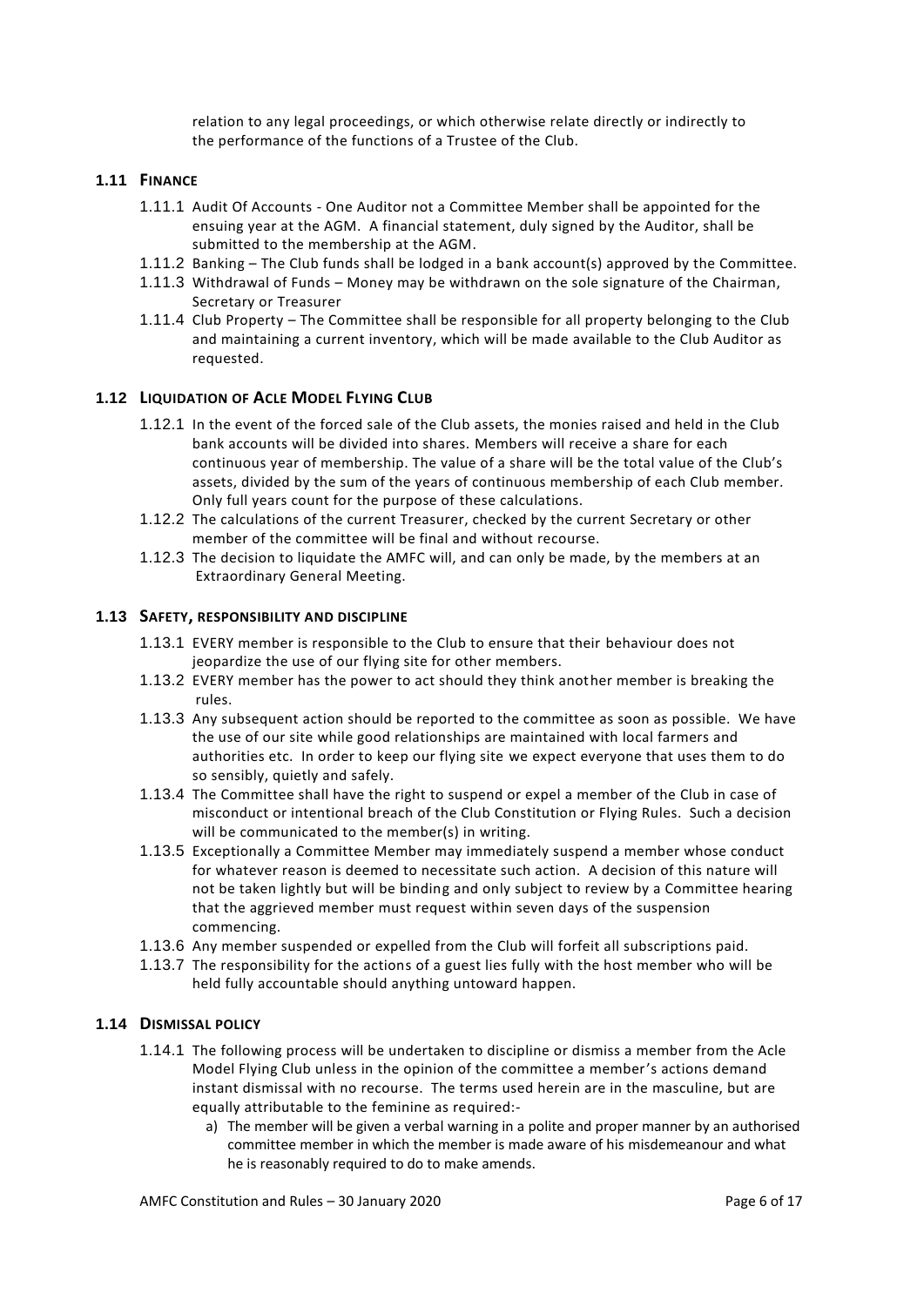relation to any legal proceedings, or which otherwise relate directly or indirectly to the performance of the functions of a Trustee of the Club.

### 1.11 Finance

1.11.1 Audit Of Accounts - One Auditor not a Committee Member shall be appointed for the ensuing year at the AGM. A financial statement, duly signed by the Auditor, shall be submitted to the membership at the AGM.

1.11.2 Banking – The Club funds shall be lodged in a bank account(s) approved by the Committee.

1.11.3 Withdrawal of Funds – Money may be withdrawn on the sole signature of the Chairman, Secretary or Treasurer

1.11.4 Club Property – The Committee shall be responsible for all property belonging to the Club and maintaining a current inventory, which will be made available to the Club Auditor as requested.

### 1.12 Liquidation of Acle Model Flying Club

1.12.1 In the event of the forced sale of the Club assets, the monies raised and held in the Club bank accounts will be divided into shares. Members will receive a share for each continuous year of membership. The value of a share will be the total value of the Club's assets, divided by the sum of the years of continuous membership of each Club member. Only full years count for the purpose of these calculations.

1.12.2 The calculations of the current Treasurer, checked by the current Secretary or other member of the committee will be final and without recourse.

1.12.3 The decision to liquidate the AMFC will, and can only be made, by the members at an Extraordinary General Meeting.

### 1.13 Safety, responsibility and discipline

1.13.1 EVERY member is responsible to the Club to ensure that their behaviour does not jeopardize the use of our flying site for other members.

1.13.2 EVERY member has the power to act should they think another member is breaking the rules.

1.13.3 Any subsequent action should be reported to the committee as soon as possible. We have the use of our site while good relationships are maintained with local farmers and authorities etc. In order to keep our flying site we expect everyone that uses them to do so sensibly, quietly and safely.

1.13.4 The Committee shall have the right to suspend or expel a member of the Club in case of misconduct or intentional breach of the Club Constitution or Flying Rules. Such a decision will be communicated to the member(s) in writing.

1.13.5 Exceptionally a Committee Member may immediately suspend a member whose conduct for whatever reason is deemed to necessitate such action. A decision of this nature will not be taken lightly but will be binding and only subject to review by a Committee hearing that the aggrieved member must request within seven days of the suspension commencing.

1.13.6 Any member suspended or expelled from the Club will forfeit all subscriptions paid.

1.13.7 The responsibility for the actions of a guest lies fully with the host member who will be held fully accountable should anything untoward happen.

### 1.14 Dismissal policy

1.14.1 The following process will be undertaken to discipline or dismiss a member from the Acle Model Flying Club unless in the opinion of the committee a member's actions demand instant dismissal with no recourse. The terms used herein are in the masculine, but are equally attributable to the feminine as required:-

a) The member will be given a verbal warning in a polite and proper manner by an authorised committee member in which the member is made aware of his misdemeanour and what he is reasonably required to do to make amends.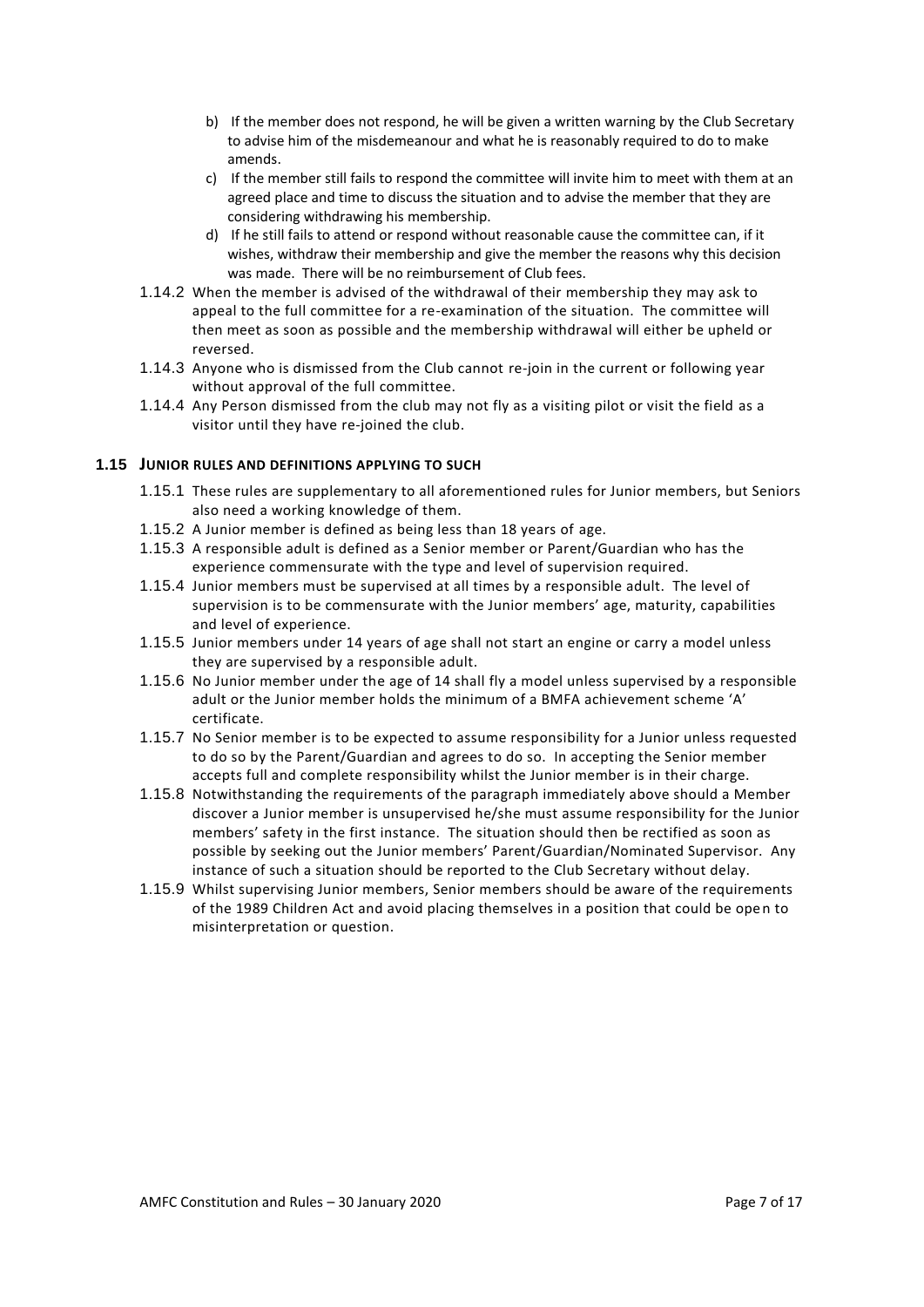b) If the member does not respond, he will be given a written warning by the Club Secretary to advise him of the misdemeanour and what he is reasonably required to do to make amends.

c) If the member still fails to respond the committee will invite him to meet with them at an agreed place and time to discuss the situation and to advise the member that they are considering withdrawing his membership.

d) If he still fails to attend or respond without reasonable cause the committee can, if it wishes, withdraw their membership and give the member the reasons why this decision was made. There will be no reimbursement of Club fees.

1.14.2 When the member is advised of the withdrawal of their membership they may ask to appeal to the full committee for a re-examination of the situation. The committee will then meet as soon as possible and the membership withdrawal will either be upheld or reversed.

1.14.3 Anyone who is dismissed from the Club cannot re-join in the current or following year without approval of the full committee.

1.14.4 Any Person dismissed from the club may not fly as a visiting pilot or visit the field as a visitor until they have re-joined the club.

### 1.15 JUNIOR RULES AND DEFINITIONS APPLYING TO SUCH

1.15.1 These rules are supplementary to all aforementioned rules for Junior members, but Seniors also need a working knowledge of them.

1.15.2 A Junior member is defined as being less than 18 years of age.

1.15.3 A responsible adult is defined as a Senior member or Parent/Guardian who has the experience commensurate with the type and level of supervision required.

1.15.4 Junior members must be supervised at all times by a responsible adult. The level of supervision is to be commensurate with the Junior members' age, maturity, capabilities and level of experience.

1.15.5 Junior members under 14 years of age shall not start an engine or carry a model unless they are supervised by a responsible adult.

1.15.6 No Junior member under the age of 14 shall fly a model unless supervised by a responsible adult or the Junior member holds the minimum of a BMFA achievement scheme 'A' certificate.

1.15.7 No Senior member is to be expected to assume responsibility for a Junior unless requested to do so by the Parent/Guardian and agrees to do so. In accepting the Senior member accepts full and complete responsibility whilst the Junior member is in their charge.

1.15.8 Notwithstanding the requirements of the paragraph immediately above should a Member discover a Junior member is unsupervised he/she must assume responsibility for the Junior members' safety in the first instance. The situation should then be rectified as soon as possible by seeking out the Junior members' Parent/Guardian/Nominated Supervisor. Any instance of such a situation should be reported to the Club Secretary without delay.

1.15.9 Whilst supervising Junior members, Senior members should be aware of the requirements of the 1989 Children Act and avoid placing themselves in a position that could be open to misinterpretation or question.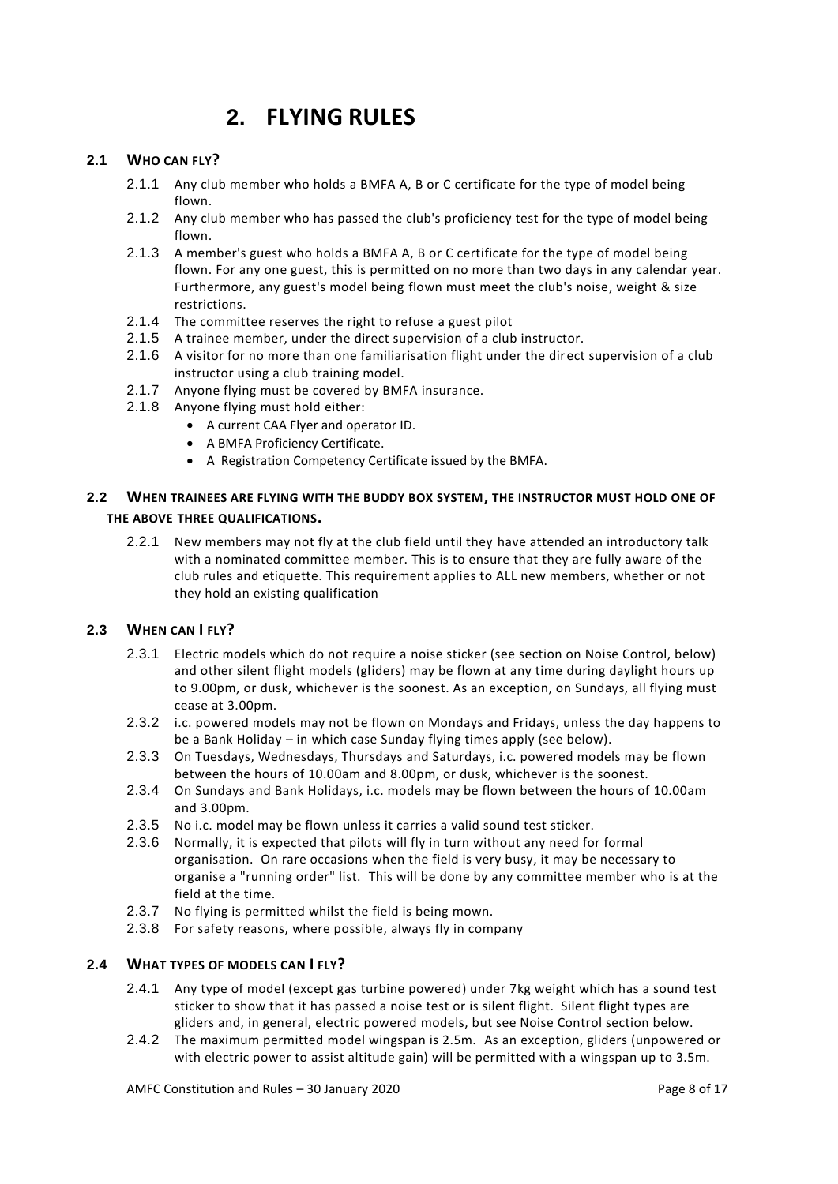# 2. FLYING RULES

## 2.1 WHO CAN FLY?

- 2.1.1 Any club member who holds a BMFA A, B or C certificate for the type of model being flown.
- 2.1.2 Any club member who has passed the club's proficiency test for the type of model being flown.
- 2.1.3 A member's guest who holds a BMFA A, B or C certificate for the type of model being flown. For any one guest, this is permitted on no more than two days in any calendar year. Furthermore, any guest's model being flown must meet the club's noise, weight & size restrictions.
- 2.1.4 The committee reserves the right to refuse a guest pilot
- 2.1.5 A trainee member, under the direct supervision of a club instructor.
- 2.1.6 A visitor for no more than one familiarisation flight under the direct supervision of a club instructor using a club training model.
- 2.1.7 Anyone flying must be covered by BMFA insurance.
- 2.1.8 Anyone flying must hold either:
  - A current CAA Flyer and operator ID.
  - A BMFA Proficiency Certificate.
  - A Registration Competency Certificate issued by the BMFA.

## 2.2 WHEN TRAINEES ARE FLYING WITH THE BUDDY BOX SYSTEM, THE INSTRUCTOR MUST HOLD ONE OF THE ABOVE THREE QUALIFICATIONS.

- 2.2.1 New members may not fly at the club field until they have attended an introductory talk with a nominated committee member. This is to ensure that they are fully aware of the club rules and etiquette. This requirement applies to ALL new members, whether or not they hold an existing qualification

## 2.3 WHEN CAN I FLY?

- 2.3.1 Electric models which do not require a noise sticker (see section on Noise Control, below) and other silent flight models (gliders) may be flown at any time during daylight hours up to 9.00pm, or dusk, whichever is the soonest. As an exception, on Sundays, all flying must cease at 3.00pm.
- 2.3.2 i.c. powered models may not be flown on Mondays and Fridays, unless the day happens to be a Bank Holiday – in which case Sunday flying times apply (see below).
- 2.3.3 On Tuesdays, Wednesdays, Thursdays and Saturdays, i.c. powered models may be flown between the hours of 10.00am and 8.00pm, or dusk, whichever is the soonest.
- 2.3.4 On Sundays and Bank Holidays, i.c. models may be flown between the hours of 10.00am and 3.00pm.
- 2.3.5 No i.c. model may be flown unless it carries a valid sound test sticker.
- 2.3.6 Normally, it is expected that pilots will fly in turn without any need for formal organisation. On rare occasions when the field is very busy, it may be necessary to organise a "running order" list. This will be done by any committee member who is at the field at the time.
- 2.3.7 No flying is permitted whilst the field is being mown.
- 2.3.8 For safety reasons, where possible, always fly in company

## 2.4 WHAT TYPES OF MODELS CAN I FLY?

- 2.4.1 Any type of model (except gas turbine powered) under 7kg weight which has a sound test sticker to show that it has passed a noise test or is silent flight. Silent flight types are gliders and, in general, electric powered models, but see Noise Control section below.
- 2.4.2 The maximum permitted model wingspan is 2.5m. As an exception, gliders (unpowered or with electric power to assist altitude gain) will be permitted with a wingspan up to 3.5m.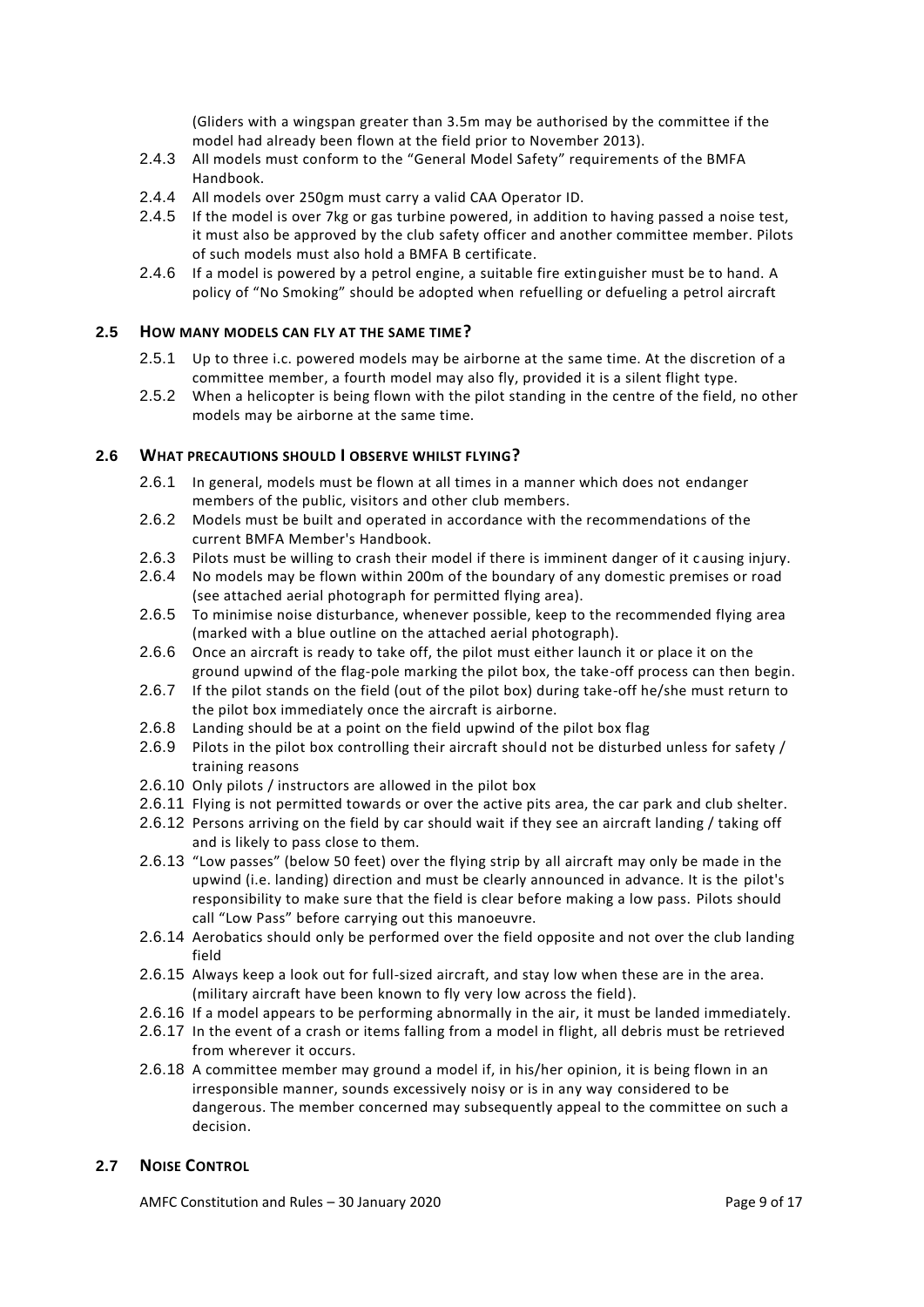(Gliders with a wingspan greater than 3.5m may be authorised by the committee if the model had already been flown at the field prior to November 2013).

2.4.3 All models must conform to the "General Model Safety" requirements of the BMFA Handbook.

2.4.4 All models over 250gm must carry a valid CAA Operator ID.

2.4.5 If the model is over 7kg or gas turbine powered, in addition to having passed a noise test, it must also be approved by the club safety officer and another committee member. Pilots of such models must also hold a BMFA B certificate.

2.4.6 If a model is powered by a petrol engine, a suitable fire extinguisher must be to hand. A policy of "No Smoking" should be adopted when refuelling or defueling a petrol aircraft

### 2.5 HOW MANY MODELS CAN FLY AT THE SAME TIME?

2.5.1 Up to three i.c. powered models may be airborne at the same time. At the discretion of a committee member, a fourth model may also fly, provided it is a silent flight type.

2.5.2 When a helicopter is being flown with the pilot standing in the centre of the field, no other models may be airborne at the same time.

### 2.6 WHAT PRECAUTIONS SHOULD I OBSERVE WHILST FLYING?

2.6.1 In general, models must be flown at all times in a manner which does not endanger members of the public, visitors and other club members.

2.6.2 Models must be built and operated in accordance with the recommendations of the current BMFA Member's Handbook.

2.6.3 Pilots must be willing to crash their model if there is imminent danger of it causing injury.

2.6.4 No models may be flown within 200m of the boundary of any domestic premises or road (see attached aerial photograph for permitted flying area).

2.6.5 To minimise noise disturbance, whenever possible, keep to the recommended flying area (marked with a blue outline on the attached aerial photograph).

2.6.6 Once an aircraft is ready to take off, the pilot must either launch it or place it on the ground upwind of the flag-pole marking the pilot box, the take-off process can then begin.

2.6.7 If the pilot stands on the field (out of the pilot box) during take-off he/she must return to the pilot box immediately once the aircraft is airborne.

2.6.8 Landing should be at a point on the field upwind of the pilot box flag

2.6.9 Pilots in the pilot box controlling their aircraft should not be disturbed unless for safety / training reasons

2.6.10 Only pilots / instructors are allowed in the pilot box

2.6.11 Flying is not permitted towards or over the active pits area, the car park and club shelter.

2.6.12 Persons arriving on the field by car should wait if they see an aircraft landing / taking off and is likely to pass close to them.

2.6.13 "Low passes" (below 50 feet) over the flying strip by all aircraft may only be made in the upwind (i.e. landing) direction and must be clearly announced in advance. It is the pilot's responsibility to make sure that the field is clear before making a low pass. Pilots should call "Low Pass" before carrying out this manoeuvre.

2.6.14 Aerobatics should only be performed over the field opposite and not over the club landing field

2.6.15 Always keep a look out for full-sized aircraft, and stay low when these are in the area. (military aircraft have been known to fly very low across the field).

2.6.16 If a model appears to be performing abnormally in the air, it must be landed immediately.

2.6.17 In the event of a crash or items falling from a model in flight, all debris must be retrieved from wherever it occurs.

2.6.18 A committee member may ground a model if, in his/her opinion, it is being flown in an irresponsible manner, sounds excessively noisy or is in any way considered to be dangerous. The member concerned may subsequently appeal to the committee on such a decision.

### 2.7 NOISE CONTROL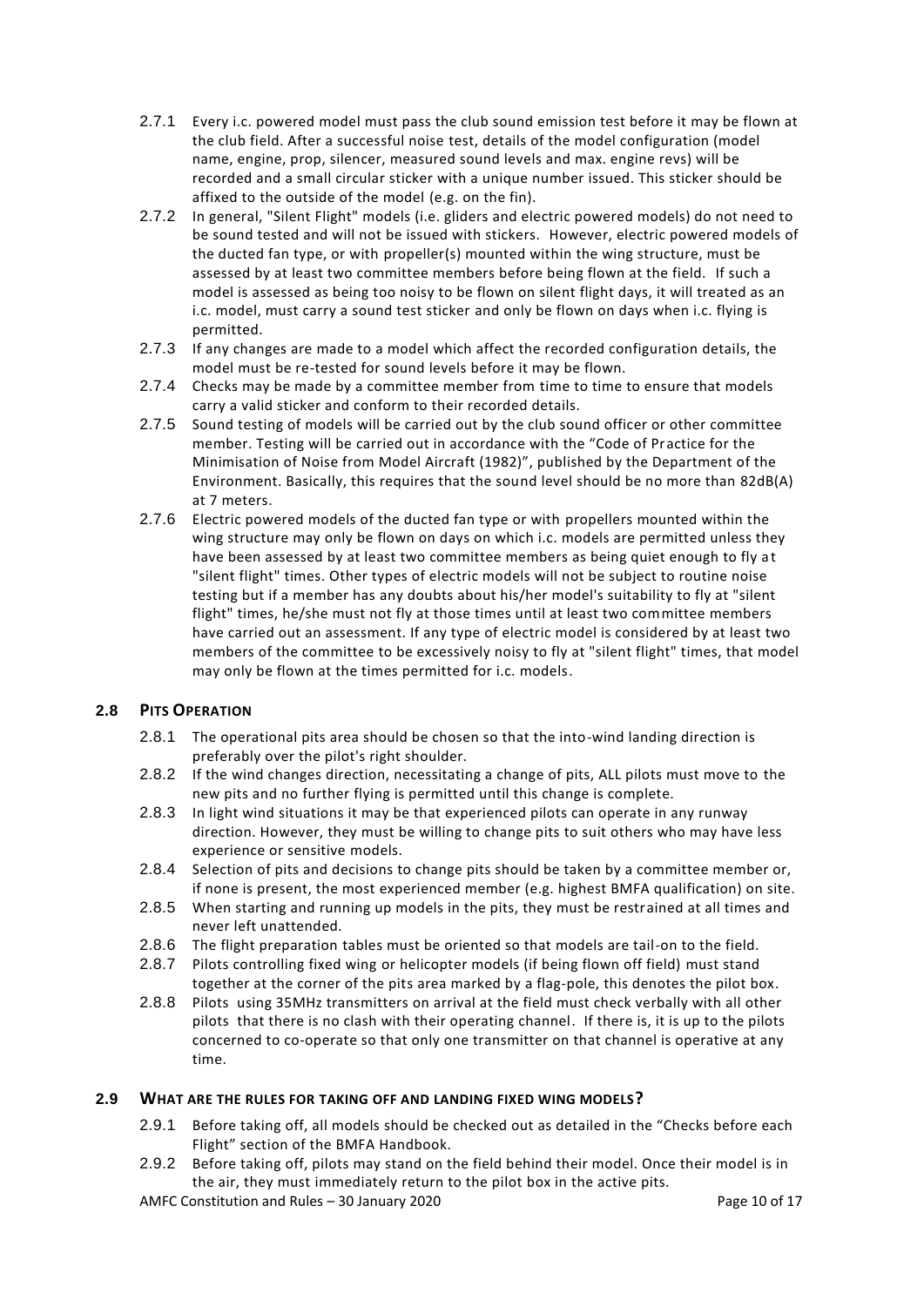2.7.1 Every i.c. powered model must pass the club sound emission test before it may be flown at the club field. After a successful noise test, details of the model configuration (model name, engine, prop, silencer, measured sound levels and max. engine revs) will be recorded and a small circular sticker with a unique number issued. This sticker should be affixed to the outside of the model (e.g. on the fin).

2.7.2 In general, "Silent Flight" models (i.e. gliders and electric powered models) do not need to be sound tested and will not be issued with stickers. However, electric powered models of the ducted fan type, or with propeller(s) mounted within the wing structure, must be assessed by at least two committee members before being flown at the field. If such a model is assessed as being too noisy to be flown on silent flight days, it will treated as an i.c. model, must carry a sound test sticker and only be flown on days when i.c. flying is permitted.

2.7.3 If any changes are made to a model which affect the recorded configuration details, the model must be re-tested for sound levels before it may be flown.

2.7.4 Checks may be made by a committee member from time to time to ensure that models carry a valid sticker and conform to their recorded details.

2.7.5 Sound testing of models will be carried out by the club sound officer or other committee member. Testing will be carried out in accordance with the "Code of Practice for the Minimisation of Noise from Model Aircraft (1982)", published by the Department of the Environment. Basically, this requires that the sound level should be no more than 82dB(A) at 7 meters.

2.7.6 Electric powered models of the ducted fan type or with propellers mounted within the wing structure may only be flown on days on which i.c. models are permitted unless they have been assessed by at least two committee members as being quiet enough to fly at "silent flight" times. Other types of electric models will not be subject to routine noise testing but if a member has any doubts about his/her model's suitability to fly at "silent flight" times, he/she must not fly at those times until at least two committee members have carried out an assessment. If any type of electric model is considered by at least two members of the committee to be excessively noisy to fly at "silent flight" times, that model may only be flown at the times permitted for i.c. models.

### 2.8 PITS OPERATION

2.8.1 The operational pits area should be chosen so that the into-wind landing direction is preferably over the pilot's right shoulder.

2.8.2 If the wind changes direction, necessitating a change of pits, ALL pilots must move to the new pits and no further flying is permitted until this change is complete.

2.8.3 In light wind situations it may be that experienced pilots can operate in any runway direction. However, they must be willing to change pits to suit others who may have less experience or sensitive models.

2.8.4 Selection of pits and decisions to change pits should be taken by a committee member or, if none is present, the most experienced member (e.g. highest BMFA qualification) on site.

2.8.5 When starting and running up models in the pits, they must be restrained at all times and never left unattended.

2.8.6 The flight preparation tables must be oriented so that models are tail-on to the field.

2.8.7 Pilots controlling fixed wing or helicopter models (if being flown off field) must stand together at the corner of the pits area marked by a flag-pole, this denotes the pilot box.

2.8.8 Pilots using 35MHz transmitters on arrival at the field must check verbally with all other pilots that there is no clash with their operating channel. If there is, it is up to the pilots concerned to co-operate so that only one transmitter on that channel is operative at any time.

### 2.9 WHAT ARE THE RULES FOR TAKING OFF AND LANDING FIXED WING MODELS?

2.9.1 Before taking off, all models should be checked out as detailed in the "Checks before each Flight" section of the BMFA Handbook.

2.9.2 Before taking off, pilots may stand on the field behind their model. Once their model is in the air, they must immediately return to the pilot box in the active pits.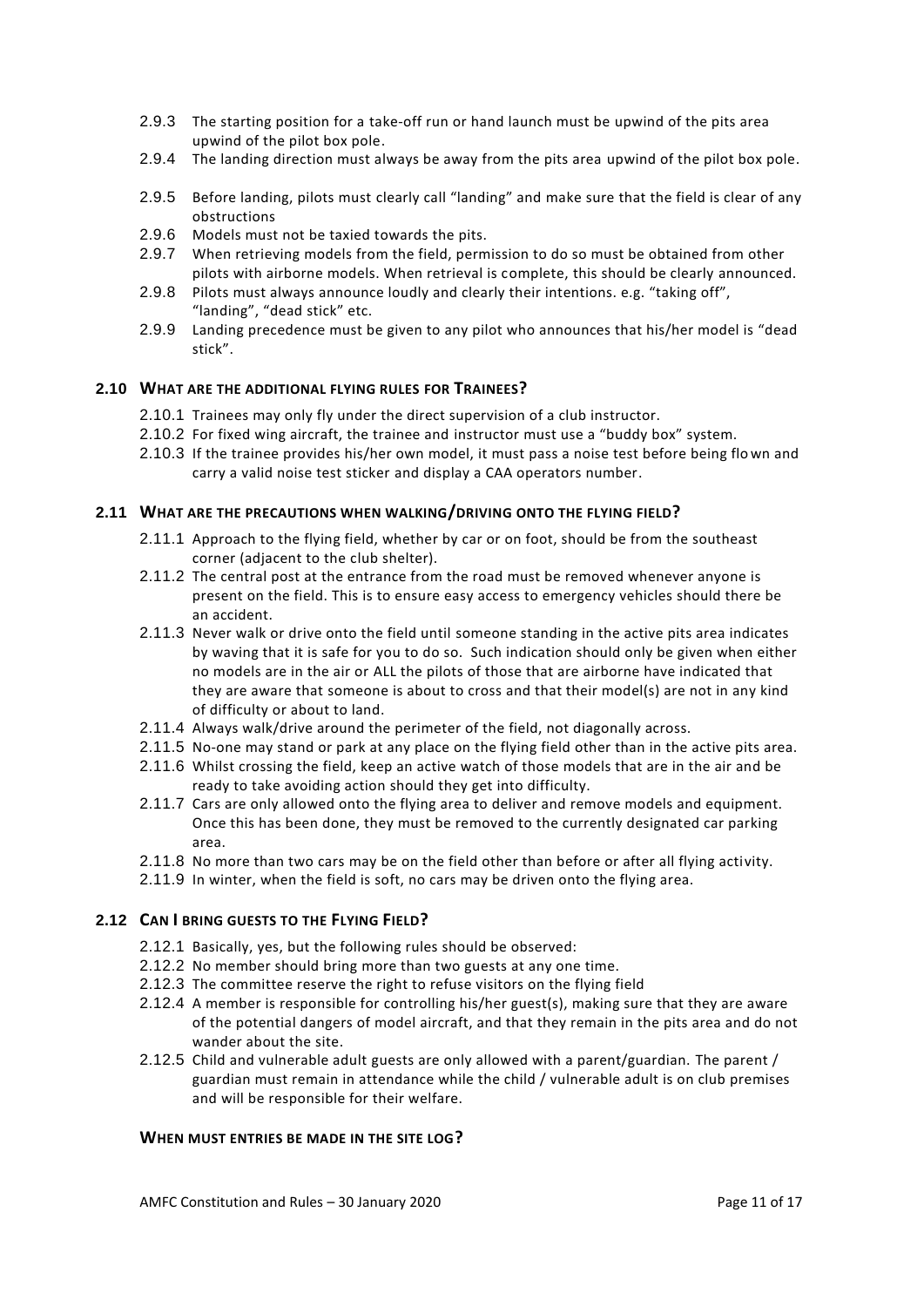2.9.3 The starting position for a take-off run or hand launch must be upwind of the pits area upwind of the pilot box pole.

2.9.4 The landing direction must always be away from the pits area upwind of the pilot box pole.

2.9.5 Before landing, pilots must clearly call "landing" and make sure that the field is clear of any obstructions

2.9.6 Models must not be taxied towards the pits.

2.9.7 When retrieving models from the field, permission to do so must be obtained from other pilots with airborne models. When retrieval is complete, this should be clearly announced.

2.9.8 Pilots must always announce loudly and clearly their intentions. e.g. "taking off", "landing", "dead stick" etc.

2.9.9 Landing precedence must be given to any pilot who announces that his/her model is "dead stick".

### 2.10 What are the additional flying rules for Trainees?

2.10.1 Trainees may only fly under the direct supervision of a club instructor.

2.10.2 For fixed wing aircraft, the trainee and instructor must use a "buddy box" system.

2.10.3 If the trainee provides his/her own model, it must pass a noise test before being flown and carry a valid noise test sticker and display a CAA operators number.

### 2.11 What are the precautions when walking/driving onto the flying field?

2.11.1 Approach to the flying field, whether by car or on foot, should be from the southeast corner (adjacent to the club shelter).

2.11.2 The central post at the entrance from the road must be removed whenever anyone is present on the field. This is to ensure easy access to emergency vehicles should there be an accident.

2.11.3 Never walk or drive onto the field until someone standing in the active pits area indicates by waving that it is safe for you to do so. Such indication should only be given when either no models are in the air or ALL the pilots of those that are airborne have indicated that they are aware that someone is about to cross and that their model(s) are not in any kind of difficulty or about to land.

2.11.4 Always walk/drive around the perimeter of the field, not diagonally across.

2.11.5 No-one may stand or park at any place on the flying field other than in the active pits area.

2.11.6 Whilst crossing the field, keep an active watch of those models that are in the air and be ready to take avoiding action should they get into difficulty.

2.11.7 Cars are only allowed onto the flying area to deliver and remove models and equipment. Once this has been done, they must be removed to the currently designated car parking area.

2.11.8 No more than two cars may be on the field other than before or after all flying activity.

2.11.9 In winter, when the field is soft, no cars may be driven onto the flying area.

### 2.12 Can I bring guests to the Flying Field?

2.12.1 Basically, yes, but the following rules should be observed:

2.12.2 No member should bring more than two guests at any one time.

2.12.3 The committee reserve the right to refuse visitors on the flying field

2.12.4 A member is responsible for controlling his/her guest(s), making sure that they are aware of the potential dangers of model aircraft, and that they remain in the pits area and do not wander about the site.

2.12.5 Child and vulnerable adult guests are only allowed with a parent/guardian. The parent / guardian must remain in attendance while the child / vulnerable adult is on club premises and will be responsible for their welfare.

### When must entries be made in the site log?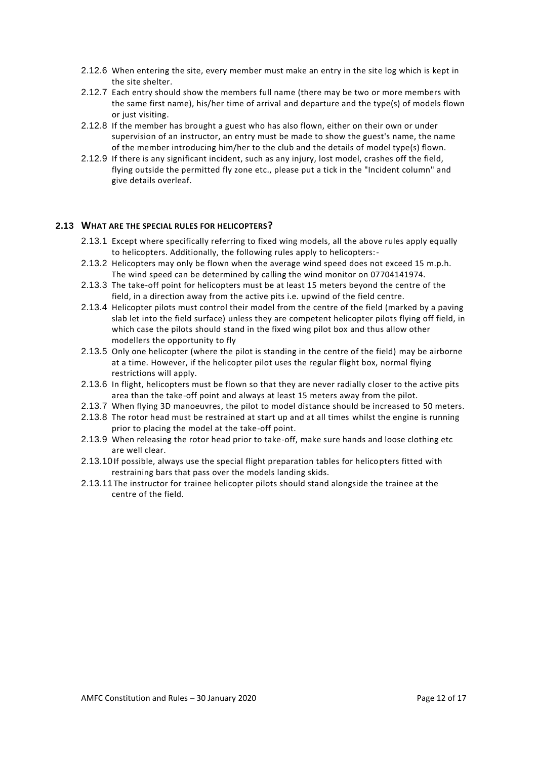2.12.6 When entering the site, every member must make an entry in the site log which is kept in the site shelter.

2.12.7 Each entry should show the members full name (there may be two or more members with the same first name), his/her time of arrival and departure and the type(s) of models flown or just visiting.

2.12.8 If the member has brought a guest who has also flown, either on their own or under supervision of an instructor, an entry must be made to show the guest's name, the name of the member introducing him/her to the club and the details of model type(s) flown.

2.12.9 If there is any significant incident, such as any injury, lost model, crashes off the field, flying outside the permitted fly zone etc., please put a tick in the "Incident column" and give details overleaf.

### 2.13 WHAT ARE THE SPECIAL RULES FOR HELICOPTERS?

2.13.1 Except where specifically referring to fixed wing models, all the above rules apply equally to helicopters. Additionally, the following rules apply to helicopters:-

2.13.2 Helicopters may only be flown when the average wind speed does not exceed 15 m.p.h. The wind speed can be determined by calling the wind monitor on 07704141974.

2.13.3 The take-off point for helicopters must be at least 15 meters beyond the centre of the field, in a direction away from the active pits i.e. upwind of the field centre.

2.13.4 Helicopter pilots must control their model from the centre of the field (marked by a paving slab let into the field surface) unless they are competent helicopter pilots flying off field, in which case the pilots should stand in the fixed wing pilot box and thus allow other modellers the opportunity to fly

2.13.5 Only one helicopter (where the pilot is standing in the centre of the field) may be airborne at a time. However, if the helicopter pilot uses the regular flight box, normal flying restrictions will apply.

2.13.6 In flight, helicopters must be flown so that they are never radially closer to the active pits area than the take-off point and always at least 15 meters away from the pilot.

2.13.7 When flying 3D manoeuvres, the pilot to model distance should be increased to 50 meters.

2.13.8 The rotor head must be restrained at start up and at all times whilst the engine is running prior to placing the model at the take-off point.

2.13.9 When releasing the rotor head prior to take-off, make sure hands and loose clothing etc are well clear.

2.13.10 If possible, always use the special flight preparation tables for helicopters fitted with restraining bars that pass over the models landing skids.

2.13.11 The instructor for trainee helicopter pilots should stand alongside the trainee at the centre of the field.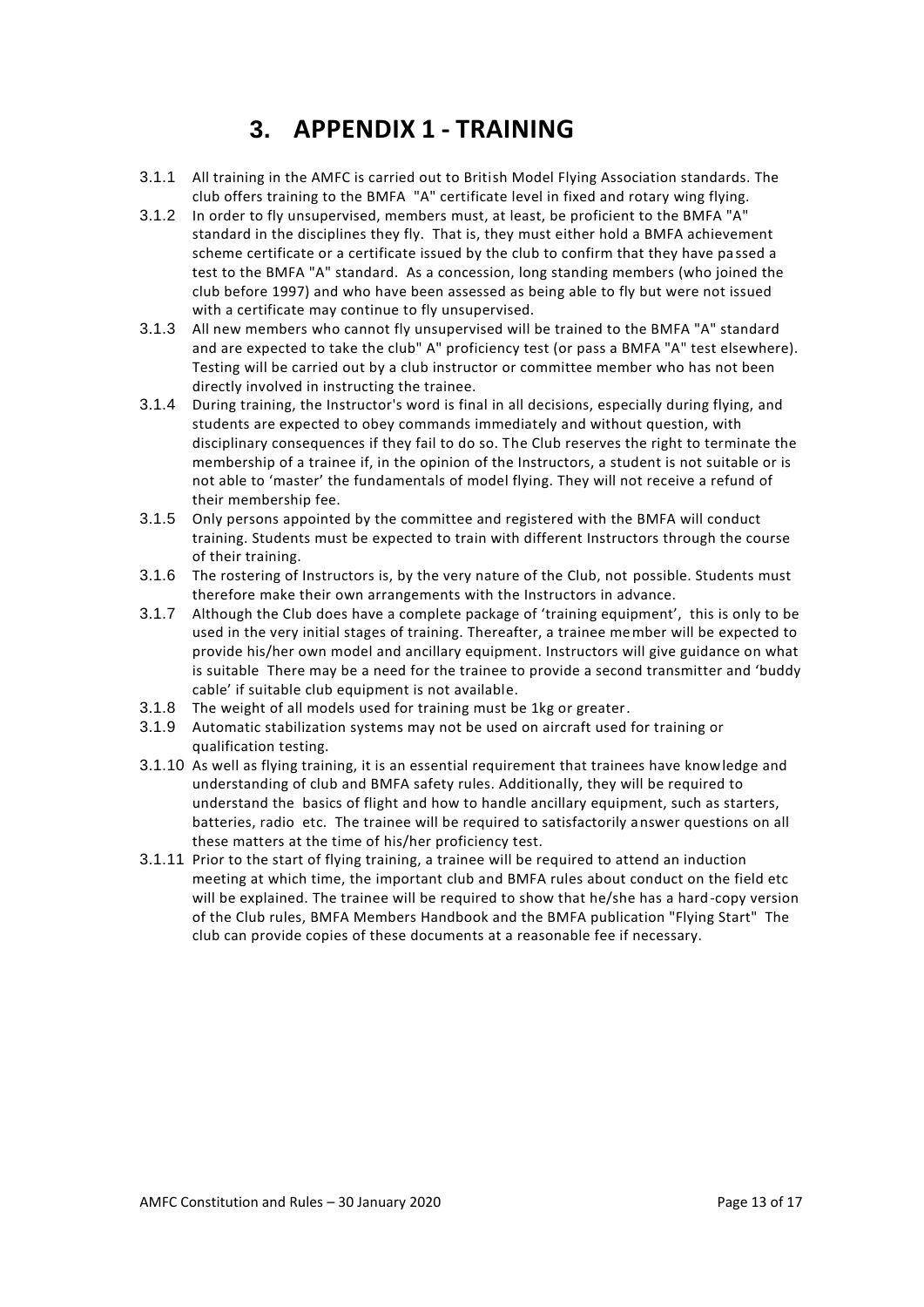# 3. APPENDIX 1 - TRAINING

3.1.1 All training in the AMFC is carried out to British Model Flying Association standards. The club offers training to the BMFA "A" certificate level in fixed and rotary wing flying.

3.1.2 In order to fly unsupervised, members must, at least, be proficient to the BMFA "A" standard in the disciplines they fly. That is, they must either hold a BMFA achievement scheme certificate or a certificate issued by the club to confirm that they have passed a test to the BMFA "A" standard. As a concession, long standing members (who joined the club before 1997) and who have been assessed as being able to fly but were not issued with a certificate may continue to fly unsupervised.

3.1.3 All new members who cannot fly unsupervised will be trained to the BMFA "A" standard and are expected to take the club" A" proficiency test (or pass a BMFA "A" test elsewhere). Testing will be carried out by a club instructor or committee member who has not been directly involved in instructing the trainee.

3.1.4 During training, the Instructor's word is final in all decisions, especially during flying, and students are expected to obey commands immediately and without question, with disciplinary consequences if they fail to do so. The Club reserves the right to terminate the membership of a trainee if, in the opinion of the Instructors, a student is not suitable or is not able to 'master' the fundamentals of model flying. They will not receive a refund of their membership fee.

3.1.5 Only persons appointed by the committee and registered with the BMFA will conduct training. Students must be expected to train with different Instructors through the course of their training.

3.1.6 The rostering of Instructors is, by the very nature of the Club, not possible. Students must therefore make their own arrangements with the Instructors in advance.

3.1.7 Although the Club does have a complete package of 'training equipment', this is only to be used in the very initial stages of training. Thereafter, a trainee member will be expected to provide his/her own model and ancillary equipment. Instructors will give guidance on what is suitable There may be a need for the trainee to provide a second transmitter and 'buddy cable' if suitable club equipment is not available.

3.1.8 The weight of all models used for training must be 1kg or greater.

3.1.9 Automatic stabilization systems may not be used on aircraft used for training or qualification testing.

3.1.10 As well as flying training, it is an essential requirement that trainees have knowledge and understanding of club and BMFA safety rules. Additionally, they will be required to understand the basics of flight and how to handle ancillary equipment, such as starters, batteries, radio etc. The trainee will be required to satisfactorily answer questions on all these matters at the time of his/her proficiency test.

3.1.11 Prior to the start of flying training, a trainee will be required to attend an induction meeting at which time, the important club and BMFA rules about conduct on the field etc will be explained. The trainee will be required to show that he/she has a hard-copy version of the Club rules, BMFA Members Handbook and the BMFA publication "Flying Start" The club can provide copies of these documents at a reasonable fee if necessary.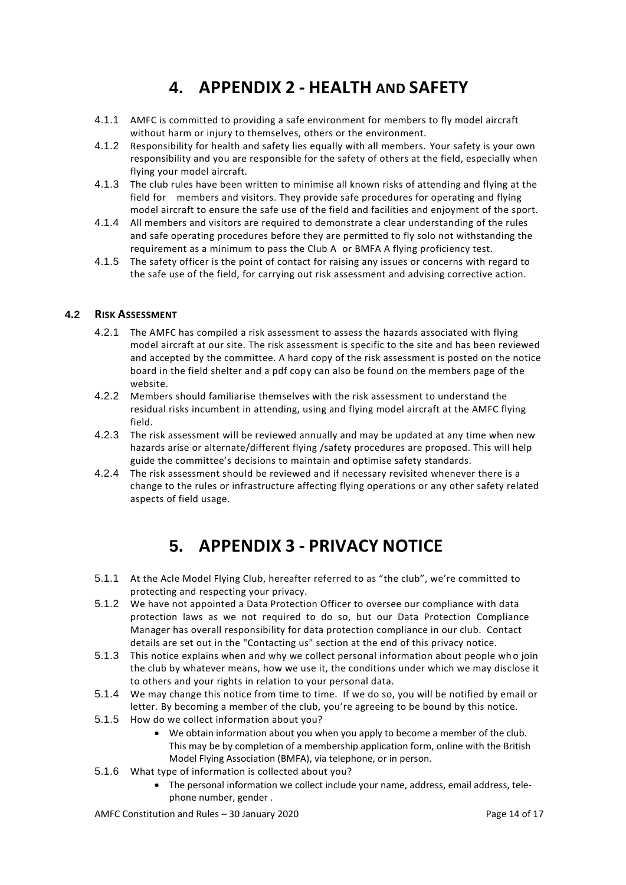# 4. APPENDIX 2 - HEALTH AND SAFETY

4.1.1 AMFC is committed to providing a safe environment for members to fly model aircraft without harm or injury to themselves, others or the environment.

4.1.2 Responsibility for health and safety lies equally with all members. Your safety is your own responsibility and you are responsible for the safety of others at the field, especially when flying your model aircraft.

4.1.3 The club rules have been written to minimise all known risks of attending and flying at the field for members and visitors. They provide safe procedures for operating and flying model aircraft to ensure the safe use of the field and facilities and enjoyment of the sport.

4.1.4 All members and visitors are required to demonstrate a clear understanding of the rules and safe operating procedures before they are permitted to fly solo not withstanding the requirement as a minimum to pass the Club A or BMFA A flying proficiency test.

4.1.5 The safety officer is the point of contact for raising any issues or concerns with regard to the safe use of the field, for carrying out risk assessment and advising corrective action.

### 4.2 RISK ASSESSMENT

4.2.1 The AMFC has compiled a risk assessment to assess the hazards associated with flying model aircraft at our site. The risk assessment is specific to the site and has been reviewed and accepted by the committee. A hard copy of the risk assessment is posted on the notice board in the field shelter and a pdf copy can also be found on the members page of the website.

4.2.2 Members should familiarise themselves with the risk assessment to understand the residual risks incumbent in attending, using and flying model aircraft at the AMFC flying field.

4.2.3 The risk assessment will be reviewed annually and may be updated at any time when new hazards arise or alternate/different flying /safety procedures are proposed. This will help guide the committee's decisions to maintain and optimise safety standards.

4.2.4 The risk assessment should be reviewed and if necessary revisited whenever there is a change to the rules or infrastructure affecting flying operations or any other safety related aspects of field usage.

# 5. APPENDIX 3 - PRIVACY NOTICE

5.1.1 At the Acle Model Flying Club, hereafter referred to as "the club", we're committed to protecting and respecting your privacy.

5.1.2 We have not appointed a Data Protection Officer to oversee our compliance with data protection laws as we not required to do so, but our Data Protection Compliance Manager has overall responsibility for data protection compliance in our club. Contact details are set out in the "Contacting us" section at the end of this privacy notice.

5.1.3 This notice explains when and why we collect personal information about people who join the club by whatever means, how we use it, the conditions under which we may disclose it to others and your rights in relation to your personal data.

5.1.4 We may change this notice from time to time. If we do so, you will be notified by email or letter. By becoming a member of the club, you're agreeing to be bound by this notice.

5.1.5 How do we collect information about you?

- We obtain information about you when you apply to become a member of the club. This may be by completion of a membership application form, online with the British Model Flying Association (BMFA), via telephone, or in person.

5.1.6 What type of information is collected about you?

- The personal information we collect include your name, address, email address, telephone number, gender .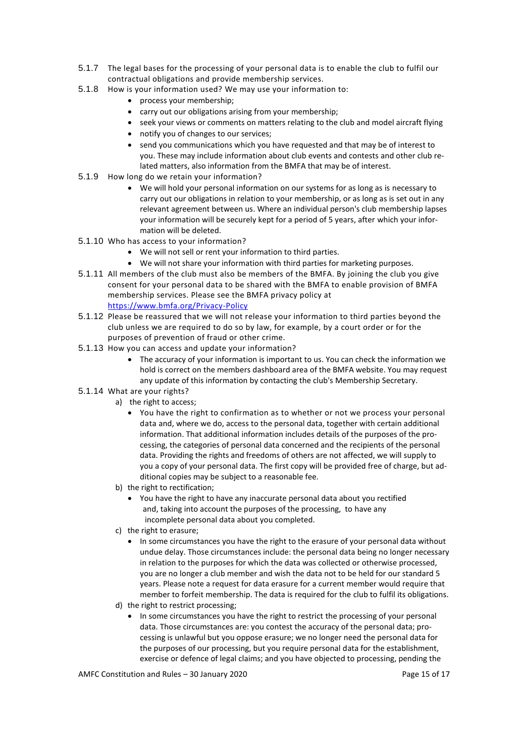5.1.7 The legal bases for the processing of your personal data is to enable the club to fulfil our contractual obligations and provide membership services.

5.1.8 How is your information used? We may use your information to:

- process your membership;
- carry out our obligations arising from your membership;
- seek your views or comments on matters relating to the club and model aircraft flying
- notify you of changes to our services;
- send you communications which you have requested and that may be of interest to you. These may include information about club events and contests and other club related matters, also information from the BMFA that may be of interest.

5.1.9 How long do we retain your information?

- We will hold your personal information on our systems for as long as is necessary to carry out our obligations in relation to your membership, or as long as is set out in any relevant agreement between us. Where an individual person's club membership lapses your information will be securely kept for a period of 5 years, after which your information will be deleted.

5.1.10 Who has access to your information?

- We will not sell or rent your information to third parties.
- We will not share your information with third parties for marketing purposes.

5.1.11 All members of the club must also be members of the BMFA. By joining the club you give consent for your personal data to be shared with the BMFA to enable provision of BMFA membership services. Please see the BMFA privacy policy at [https://www.bmfa.org/Privacy-Policy](https://www.bmfa.org/Privacy-Policy)

5.1.12 Please be reassured that we will not release your information to third parties beyond the club unless we are required to do so by law, for example, by a court order or for the purposes of prevention of fraud or other crime.

5.1.13 How you can access and update your information?

- The accuracy of your information is important to us. You can check the information we hold is correct on the members dashboard area of the BMFA website. You may request any update of this information by contacting the club's Membership Secretary.

5.1.14 What are your rights?

a) the right to access;
   - You have the right to confirmation as to whether or not we process your personal data and, where we do, access to the personal data, together with certain additional information. That additional information includes details of the purposes of the processing, the categories of personal data concerned and the recipients of the personal data. Providing the rights and freedoms of others are not affected, we will supply to you a copy of your personal data. The first copy will be provided free of charge, but additional copies may be subject to a reasonable fee.

b) the right to rectification;
   - You have the right to have any inaccurate personal data about you rectified and, taking into account the purposes of the processing, to have any incomplete personal data about you completed.

c) the right to erasure;
   - In some circumstances you have the right to the erasure of your personal data without undue delay. Those circumstances include: the personal data being no longer necessary in relation to the purposes for which the data was collected or otherwise processed, you are no longer a club member and wish the data not to be held for our standard 5 years. Please note a request for data erasure for a current member would require that member to forfeit membership. The data is required for the club to fulfil its obligations.

d) the right to restrict processing;
   - In some circumstances you have the right to restrict the processing of your personal data. Those circumstances are: you contest the accuracy of the personal data; processing is unlawful but you oppose erasure; we no longer need the personal data for the purposes of our processing, but you require personal data for the establishment, exercise or defence of legal claims; and you have objected to processing, pending the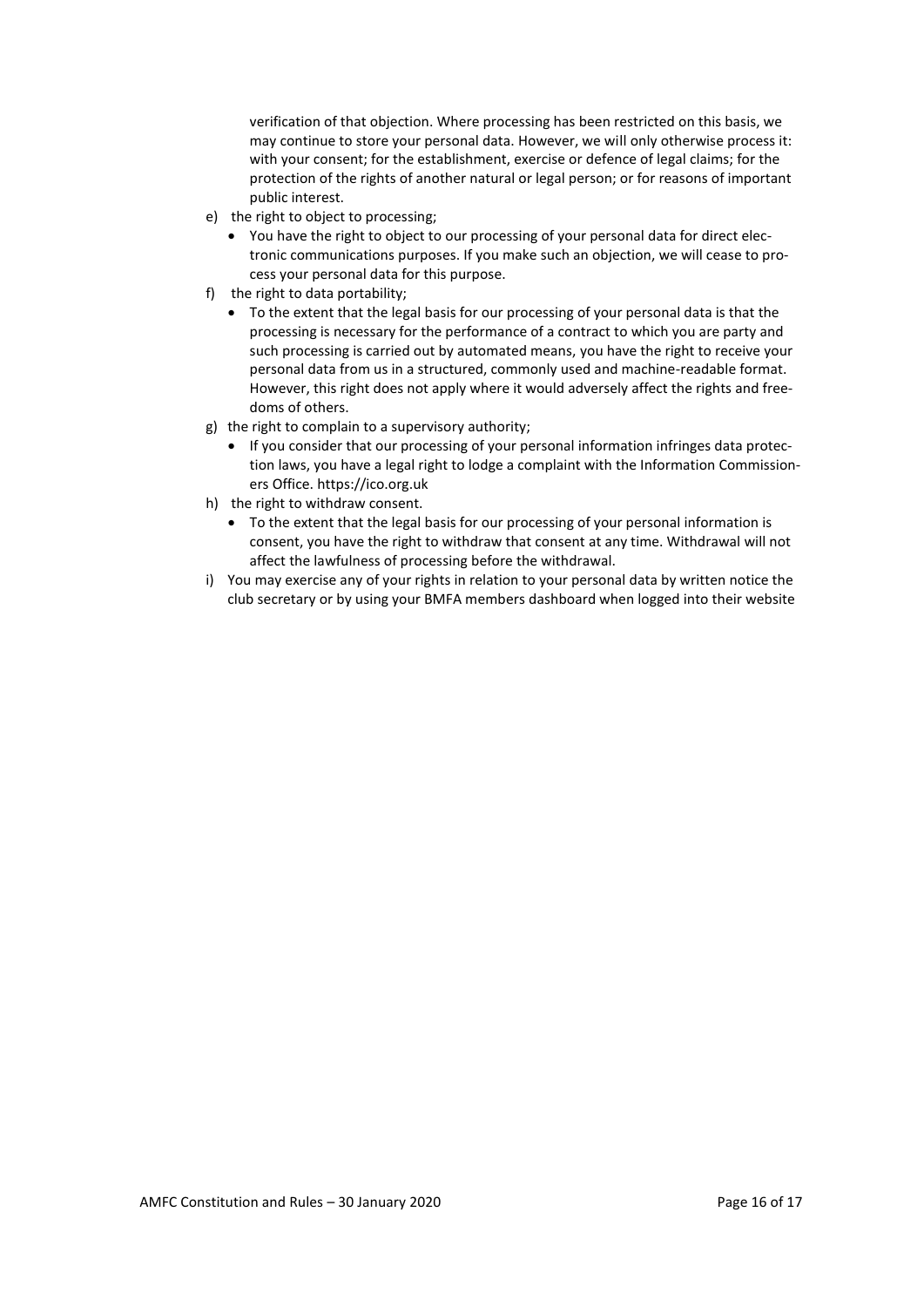verification of that objection. Where processing has been restricted on this basis, we may continue to store your personal data. However, we will only otherwise process it: with your consent; for the establishment, exercise or defence of legal claims; for the protection of the rights of another natural or legal person; or for reasons of important public interest.

e) the right to object to processing;
   - You have the right to object to our processing of your personal data for direct electronic communications purposes. If you make such an objection, we will cease to process your personal data for this purpose.

f) the right to data portability;
   - To the extent that the legal basis for our processing of your personal data is that the processing is necessary for the performance of a contract to which you are party and such processing is carried out by automated means, you have the right to receive your personal data from us in a structured, commonly used and machine-readable format. However, this right does not apply where it would adversely affect the rights and freedoms of others.

g) the right to complain to a supervisory authority;
   - If you consider that our processing of your personal information infringes data protection laws, you have a legal right to lodge a complaint with the Information Commissioners Office. https://ico.org.uk

h) the right to withdraw consent.
   - To the extent that the legal basis for our processing of your personal information is consent, you have the right to withdraw that consent at any time. Withdrawal will not affect the lawfulness of processing before the withdrawal.

i) You may exercise any of your rights in relation to your personal data by written notice the club secretary or by using your BMFA members dashboard when logged into their website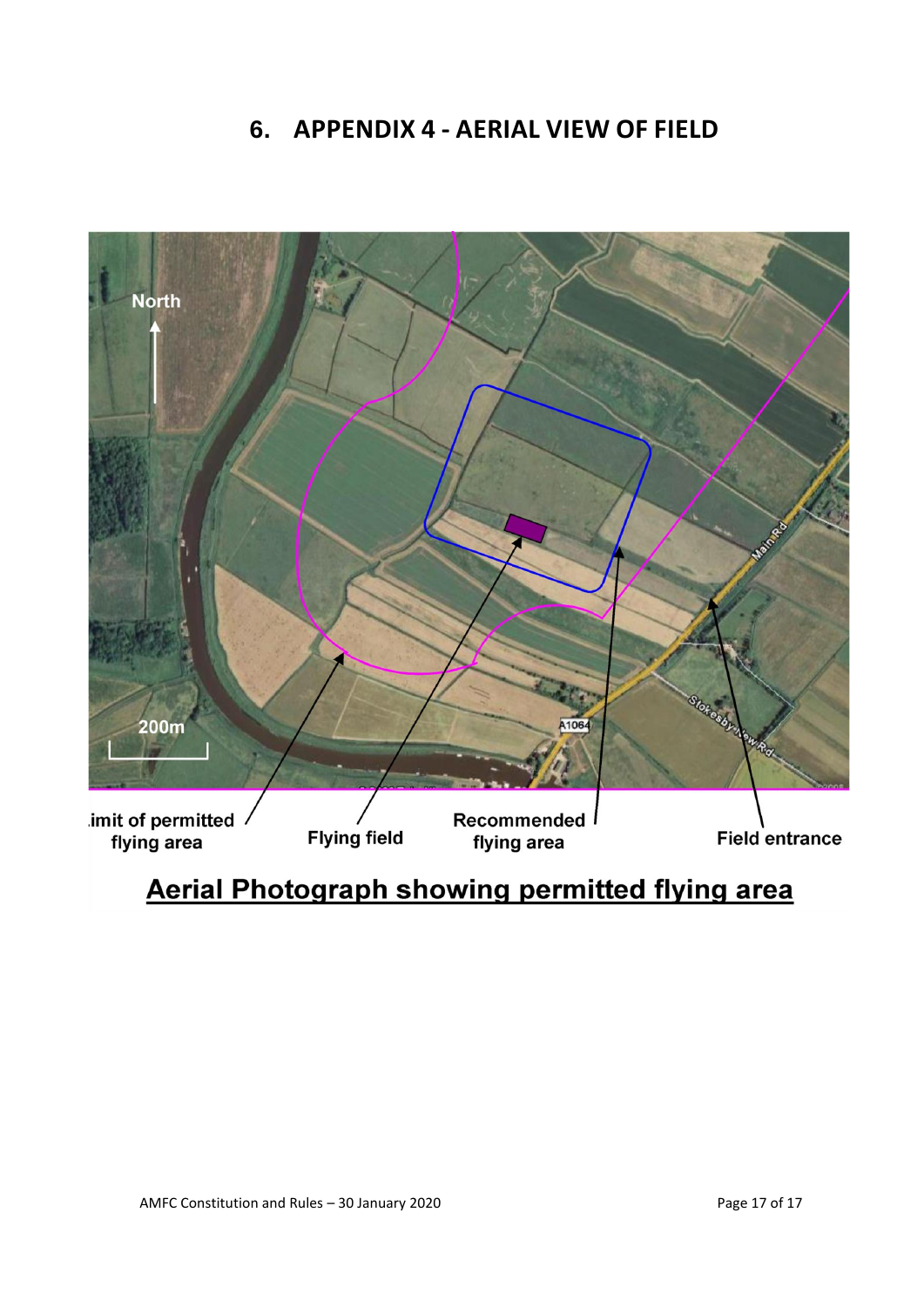# 6. APPENDIX 4 - AERIAL VIEW OF FIELD

North

200m

Main Rd

Stokesby New Rd

A1064

Limit of permitted flying area

Flying field

Recommended flying area

Field entrance

**Aerial Photograph showing permitted flying area**